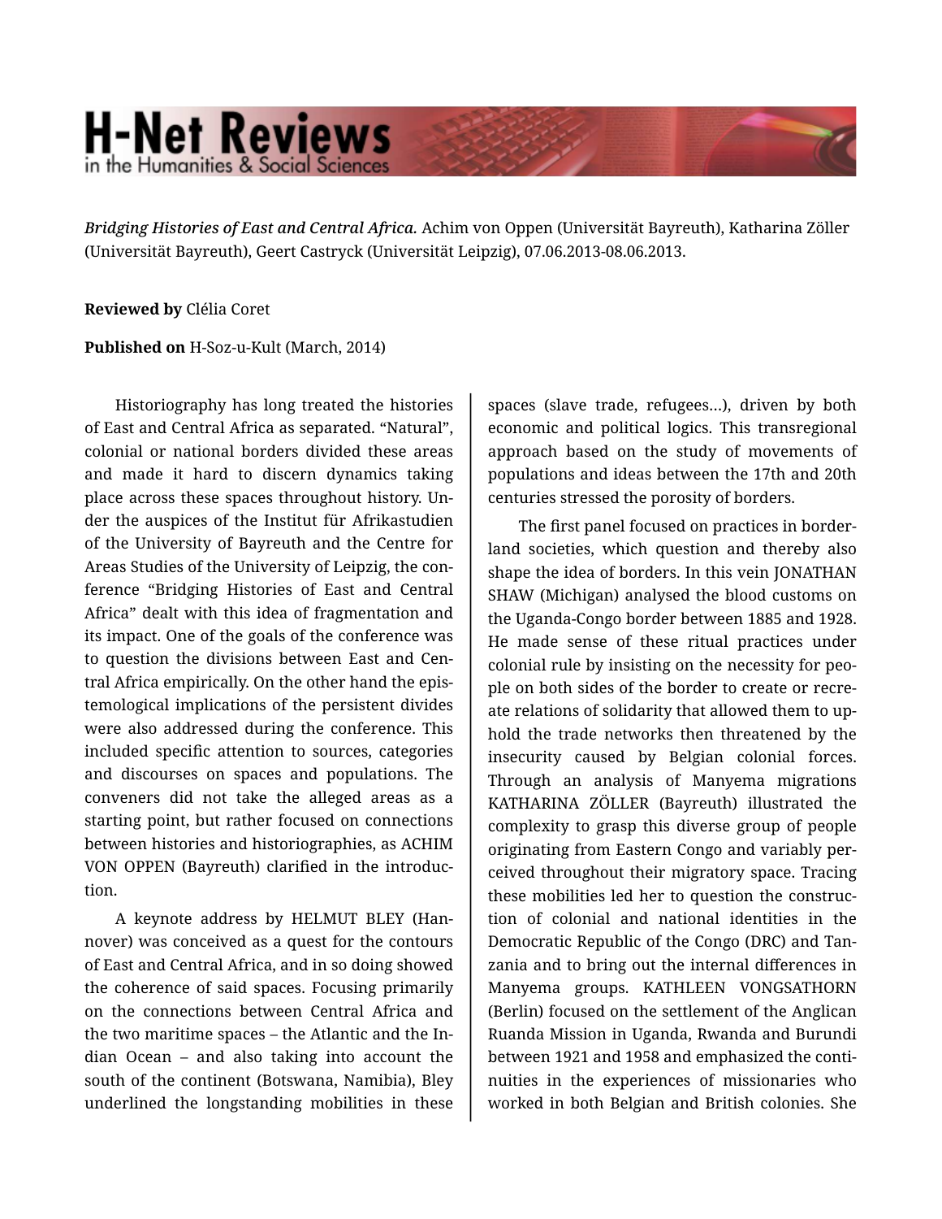*Bridging Histories of East and Central Africa.* Achim von Oppen (Universität Bayreuth), Katharina Zöller (Universität Bayreuth), Geert Castryck (Universität Leipzig), 07.06.2013-08.06.2013.

**Reviewed by** Clélia Coret

**Published on** H-Soz-u-Kult (March, 2014)

Historiography has long treated the histories of East and Central Africa as separated. "Natural", colonial or national borders divided these areas and made it hard to discern dynamics taking place across these spaces throughout history. Under the auspices of the Institut für Afrikastudien of the University of Bayreuth and the Centre for Areas Studies of the University of Leipzig, the conference "Bridging Histories of East and Central Africa" dealt with this idea of fragmentation and its impact. One of the goals of the conference was to question the divisions between East and Central Africa empirically. On the other hand the epistemological implications of the persistent divides were also addressed during the conference. This included specific attention to sources, categories and discourses on spaces and populations. The conveners did not take the alleged areas as a starting point, but rather focused on connections between histories and historiographies, as ACHIM VON OPPEN (Bayreuth) clarified in the introduction.

A keynote address by HELMUT BLEY (Hannover) was conceived as a quest for the contours of East and Central Africa, and in so doing showed the coherence of said spaces. Focusing primarily on the connections between Central Africa and the two maritime spaces – the Atlantic and the Indian Ocean – and also taking into account the south of the continent (Botswana, Namibia), Bley underlined the longstanding mobilities in these spaces (slave trade, refugees…), driven by both economic and political logics. This transregional approach based on the study of movements of populations and ideas between the 17th and 20th centuries stressed the porosity of borders.

The first panel focused on practices in borderland societies, which question and thereby also shape the idea of borders. In this vein JONATHAN SHAW (Michigan) analysed the blood customs on the Uganda-Congo border between 1885 and 1928. He made sense of these ritual practices under colonial rule by insisting on the necessity for people on both sides of the border to create or recreate relations of solidarity that allowed them to uphold the trade networks then threatened by the insecurity caused by Belgian colonial forces. Through an analysis of Manyema migrations KATHARINA ZÖLLER (Bayreuth) illustrated the complexity to grasp this diverse group of people originating from Eastern Congo and variably perceived throughout their migratory space. Tracing these mobilities led her to question the construction of colonial and national identities in the Democratic Republic of the Congo (DRC) and Tanzania and to bring out the internal differences in Manyema groups. KATHLEEN VONGSATHORN (Berlin) focused on the settlement of the Anglican Ruanda Mission in Uganda, Rwanda and Burundi between 1921 and 1958 and emphasized the continuities in the experiences of missionaries who worked in both Belgian and British colonies. She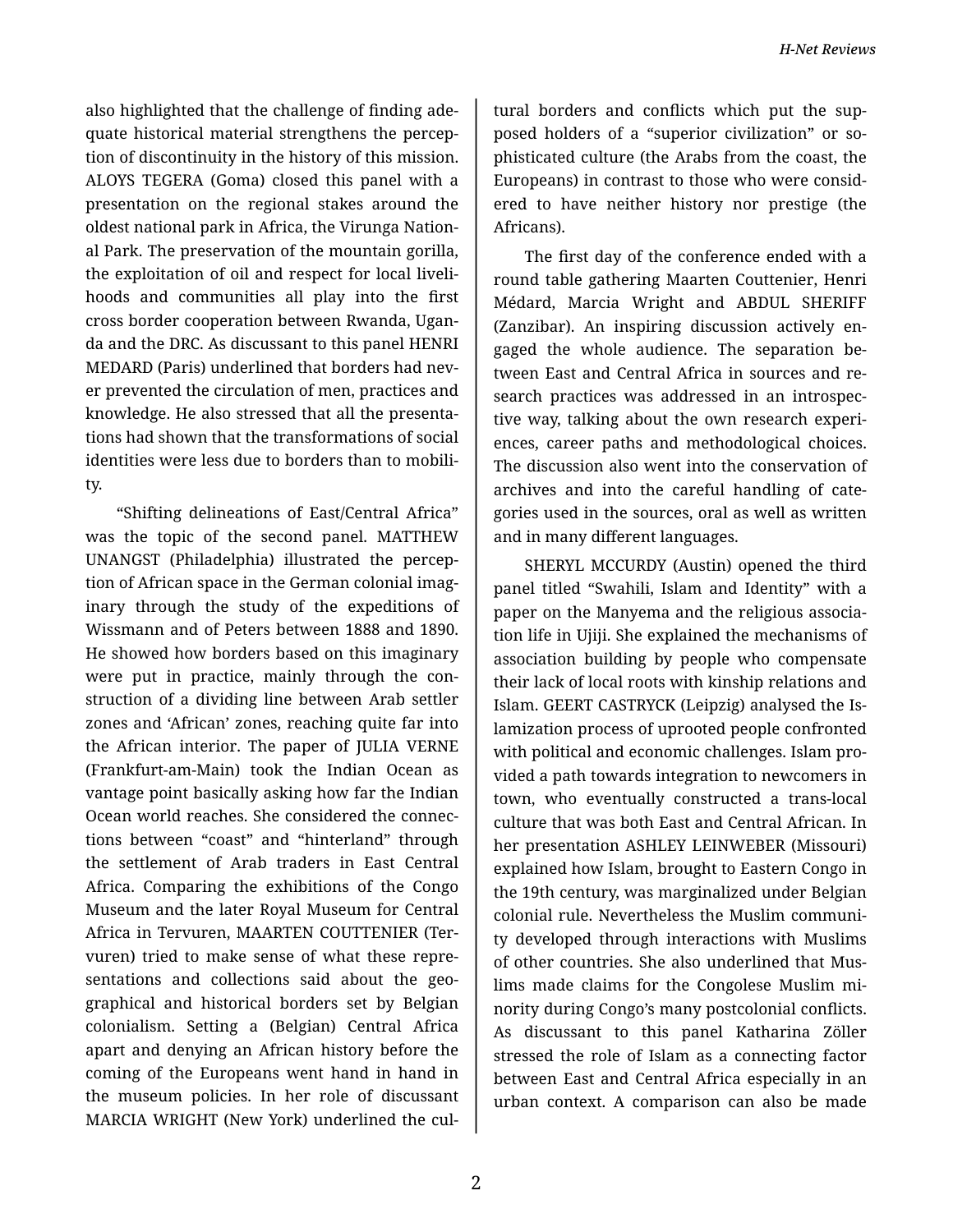also highlighted that the challenge of finding adequate historical material strengthens the perception of discontinuity in the history of this mission. ALOYS TEGERA (Goma) closed this panel with a presentation on the regional stakes around the oldest national park in Africa, the Virunga National Park. The preservation of the mountain gorilla, the exploitation of oil and respect for local livelihoods and communities all play into the first cross border cooperation between Rwanda, Uganda and the DRC. As discussant to this panel HENRI MEDARD (Paris) underlined that borders had never prevented the circulation of men, practices and knowledge. He also stressed that all the presentations had shown that the transformations of social identities were less due to borders than to mobility.

"Shifting delineations of East/Central Africa" was the topic of the second panel. MATTHEW UNANGST (Philadelphia) illustrated the perception of African space in the German colonial imaginary through the study of the expeditions of Wissmann and of Peters between 1888 and 1890. He showed how borders based on this imaginary were put in practice, mainly through the construction of a dividing line between Arab settler zones and 'African' zones, reaching quite far into the African interior. The paper of JULIA VERNE (Frankfurt-am-Main) took the Indian Ocean as vantage point basically asking how far the Indian Ocean world reaches. She considered the connections between "coast" and "hinterland" through the settlement of Arab traders in East Central Africa. Comparing the exhibitions of the Congo Museum and the later Royal Museum for Central Africa in Tervuren, MAARTEN COUTTENIER (Tervuren) tried to make sense of what these representations and collections said about the geographical and historical borders set by Belgian colonialism. Setting a (Belgian) Central Africa apart and denying an African history before the coming of the Europeans went hand in hand in the museum policies. In her role of discussant MARCIA WRIGHT (New York) underlined the cultural borders and conflicts which put the supposed holders of a "superior civilization" or sophisticated culture (the Arabs from the coast, the Europeans) in contrast to those who were considered to have neither history nor prestige (the Africans).

The first day of the conference ended with a round table gathering Maarten Couttenier, Henri Médard, Marcia Wright and ABDUL SHERIFF (Zanzibar). An inspiring discussion actively engaged the whole audience. The separation between East and Central Africa in sources and research practices was addressed in an introspective way, talking about the own research experiences, career paths and methodological choices. The discussion also went into the conservation of archives and into the careful handling of categories used in the sources, oral as well as written and in many different languages.

SHERYL MCCURDY (Austin) opened the third panel titled "Swahili, Islam and Identity" with a paper on the Manyema and the religious association life in Ujiji. She explained the mechanisms of association building by people who compensate their lack of local roots with kinship relations and Islam. GEERT CASTRYCK (Leipzig) analysed the Islamization process of uprooted people confronted with political and economic challenges. Islam provided a path towards integration to newcomers in town, who eventually constructed a trans-local culture that was both East and Central African. In her presentation ASHLEY LEINWEBER (Missouri) explained how Islam, brought to Eastern Congo in the 19th century, was marginalized under Belgian colonial rule. Nevertheless the Muslim community developed through interactions with Muslims of other countries. She also underlined that Muslims made claims for the Congolese Muslim minority during Congo's many postcolonial conflicts. As discussant to this panel Katharina Zöller stressed the role of Islam as a connecting factor between East and Central Africa especially in an urban context. A comparison can also be made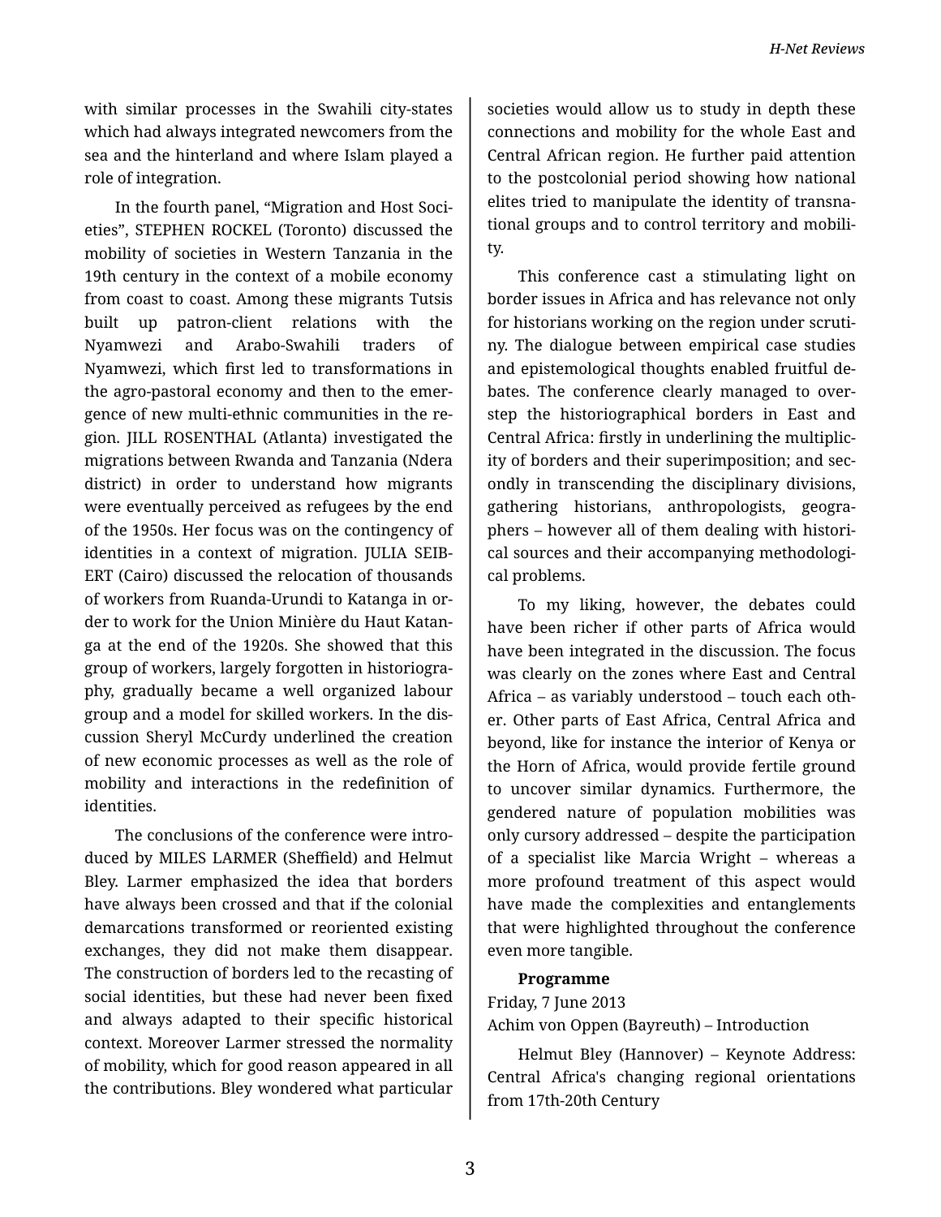with similar processes in the Swahili city-states which had always integrated newcomers from the sea and the hinterland and where Islam played a role of integration.

In the fourth panel, "Migration and Host Societies", STEPHEN ROCKEL (Toronto) discussed the mobility of societies in Western Tanzania in the 19th century in the context of a mobile economy from coast to coast. Among these migrants Tutsis built up patron-client relations with the Nyamwezi and Arabo-Swahili traders of Nyamwezi, which first led to transformations in the agro-pastoral economy and then to the emergence of new multi-ethnic communities in the region. JILL ROSENTHAL (Atlanta) investigated the migrations between Rwanda and Tanzania (Ndera district) in order to understand how migrants were eventually perceived as refugees by the end of the 1950s. Her focus was on the contingency of identities in a context of migration. JULIA SEIBERT (Cairo) discussed the relocation of thousands of workers from Ruanda-Urundi to Katanga in order to work for the Union Minière du Haut Katanga at the end of the 1920s. She showed that this group of workers, largely forgotten in historiography, gradually became a well organized labour group and a model for skilled workers. In the discussion Sheryl McCurdy underlined the creation of new economic processes as well as the role of mobility and interactions in the redefinition of identities.

The conclusions of the conference were introduced by MILES LARMER (Sheffield) and Helmut Bley. Larmer emphasized the idea that borders have always been crossed and that if the colonial demarcations transformed or reoriented existing exchanges, they did not make them disappear. The construction of borders led to the recasting of social identities, but these had never been fixed and always adapted to their specific historical context. Moreover Larmer stressed the normality of mobility, which for good reason appeared in all the contributions. Bley wondered what particular societies would allow us to study in depth these connections and mobility for the whole East and Central African region. He further paid attention to the postcolonial period showing how national elites tried to manipulate the identity of transnational groups and to control territory and mobility.

This conference cast a stimulating light on border issues in Africa and has relevance not only for historians working on the region under scrutiny. The dialogue between empirical case studies and epistemological thoughts enabled fruitful debates. The conference clearly managed to overstep the historiographical borders in East and Central Africa: firstly in underlining the multiplicity of borders and their superimposition; and secondly in transcending the disciplinary divisions, gathering historians, anthropologists, geographers – however all of them dealing with historical sources and their accompanying methodological problems.

To my liking, however, the debates could have been richer if other parts of Africa would have been integrated in the discussion. The focus was clearly on the zones where East and Central Africa – as variably understood – touch each other. Other parts of East Africa, Central Africa and beyond, like for instance the interior of Kenya or the Horn of Africa, would provide fertile ground to uncover similar dynamics. Furthermore, the gendered nature of population mobilities was only cursory addressed – despite the participation of a specialist like Marcia Wright – whereas a more profound treatment of this aspect would have made the complexities and entanglements that were highlighted throughout the conference even more tangible.

**Programme**

Friday, 7 June 2013

Achim von Oppen (Bayreuth) – Introduction

Helmut Bley (Hannover) – Keynote Address: Central Africa's changing regional orientations from 17th-20th Century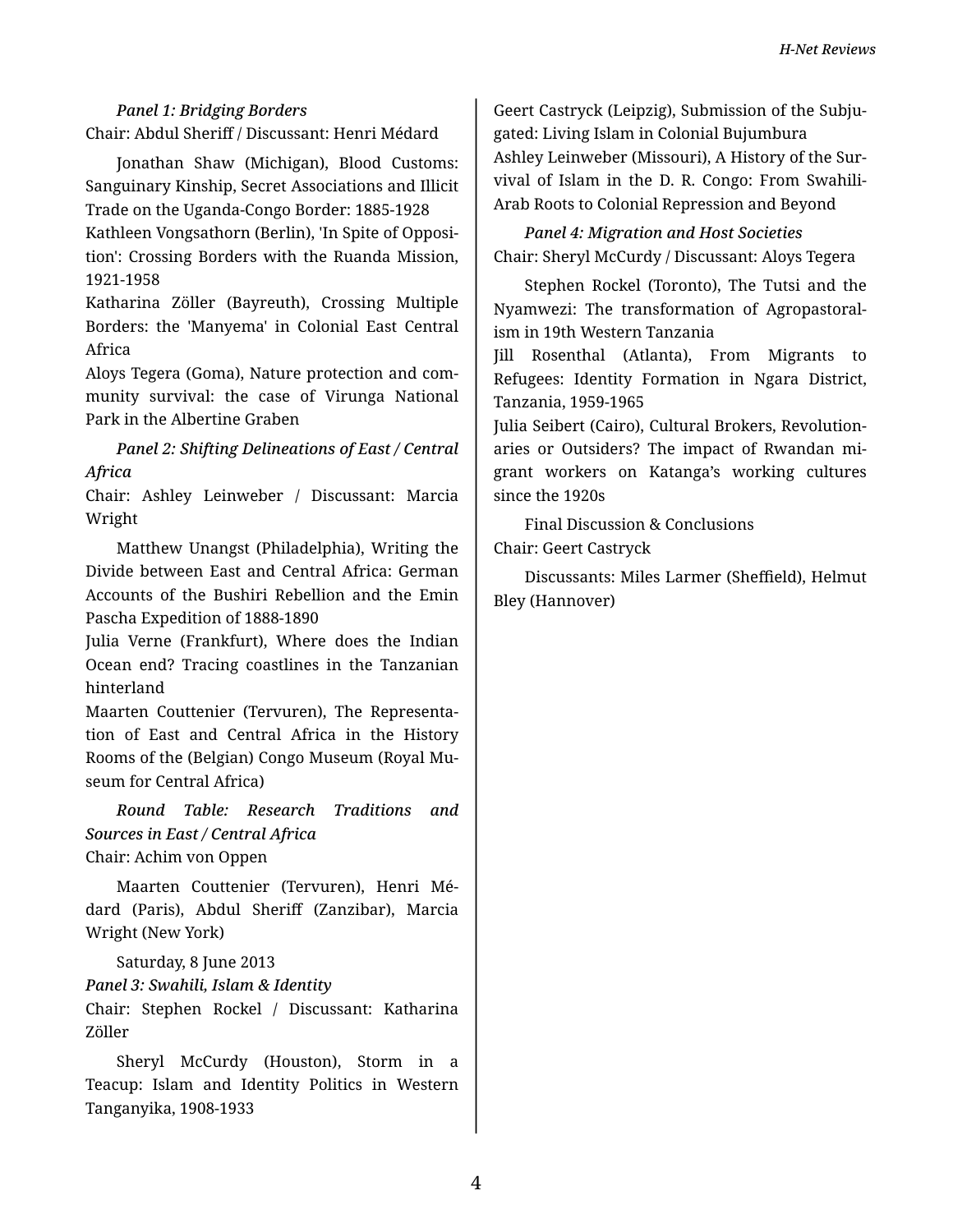*Panel 1: Bridging Borders*

Chair: Abdul Sheriff / Discussant: Henri Médard

Jonathan Shaw (Michigan), Blood Customs: Sanguinary Kinship, Secret Associations and Illicit Trade on the Uganda-Congo Border: 1885-1928

Kathleen Vongsathorn (Berlin), 'In Spite of Opposition': Crossing Borders with the Ruanda Mission, 1921-1958

Katharina Zöller (Bayreuth), Crossing Multiple Borders: the 'Manyema' in Colonial East Central Africa

Aloys Tegera (Goma), Nature protection and community survival: the case of Virunga National Park in the Albertine Graben

*Panel 2: Shifting Delineations of East / Central Africa*

Chair: Ashley Leinweber / Discussant: Marcia Wright

Matthew Unangst (Philadelphia), Writing the Divide between East and Central Africa: German Accounts of the Bushiri Rebellion and the Emin Pascha Expedition of 1888-1890

Julia Verne (Frankfurt), Where does the Indian Ocean end? Tracing coastlines in the Tanzanian hinterland

Maarten Couttenier (Tervuren), The Representation of East and Central Africa in the History Rooms of the (Belgian) Congo Museum (Royal Museum for Central Africa)

*Round Table: Research Traditions and Sources in East / Central Africa*

Chair: Achim von Oppen

Maarten Couttenier (Tervuren), Henri Médard (Paris), Abdul Sheriff (Zanzibar), Marcia Wright (New York)

Saturday, 8 June 2013

*Panel 3: Swahili, Islam & Identity*

Chair: Stephen Rockel / Discussant: Katharina Zöller

Sheryl McCurdy (Houston), Storm in a Teacup: Islam and Identity Politics in Western Tanganyika, 1908-1933

Geert Castryck (Leipzig), Submission of the Subjugated: Living Islam in Colonial Bujumbura

Ashley Leinweber (Missouri), A History of the Survival of Islam in the D. R. Congo: From Swahili-Arab Roots to Colonial Repression and Beyond

*Panel 4: Migration and Host Societies*

Chair: Sheryl McCurdy / Discussant: Aloys Tegera

Stephen Rockel (Toronto), The Tutsi and the Nyamwezi: The transformation of Agropastoralism in 19th Western Tanzania

Jill Rosenthal (Atlanta), From Migrants to Refugees: Identity Formation in Ngara District, Tanzania, 1959-1965

Julia Seibert (Cairo), Cultural Brokers, Revolutionaries or Outsiders? The impact of Rwandan migrant workers on Katanga's working cultures since the 1920s

Final Discussion & Conclusions

Chair: Geert Castryck

Discussants: Miles Larmer (Sheffield), Helmut Bley (Hannover)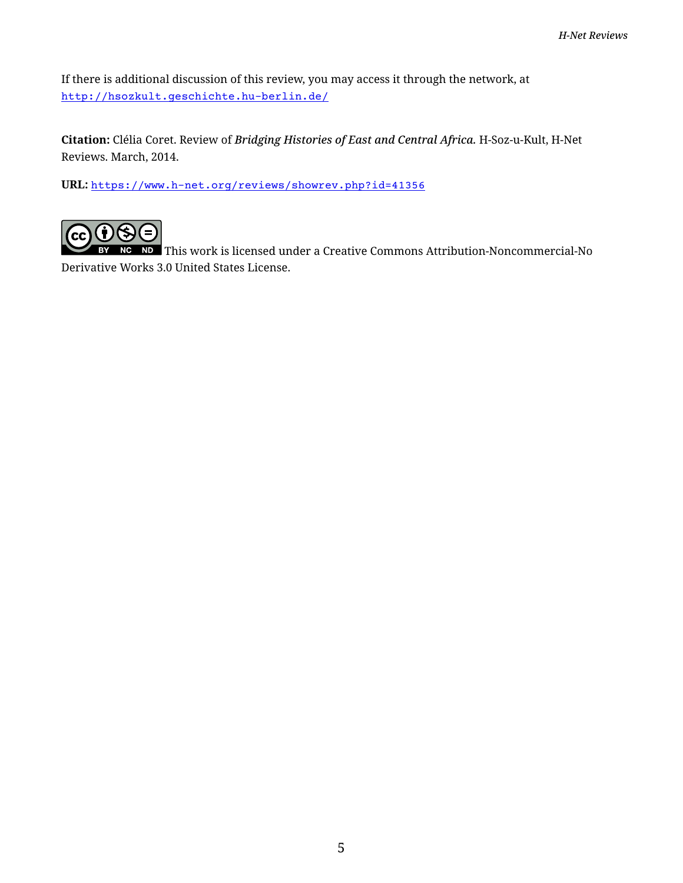If there is additional discussion of this review, you may access it through the network, at http://hsozkult.geschichte.hu-berlin.de/

**Citation:** Clélia Coret. Review of *Bridging Histories of East and Central Africa.* H-Soz-u-Kult, H-Net Reviews. March, 2014.

**URL:** https://www.h-net.org/reviews/showrev.php?id=41356

This work is licensed under a Creative Commons Attribution-Noncommercial-No Derivative Works 3.0 United States License.